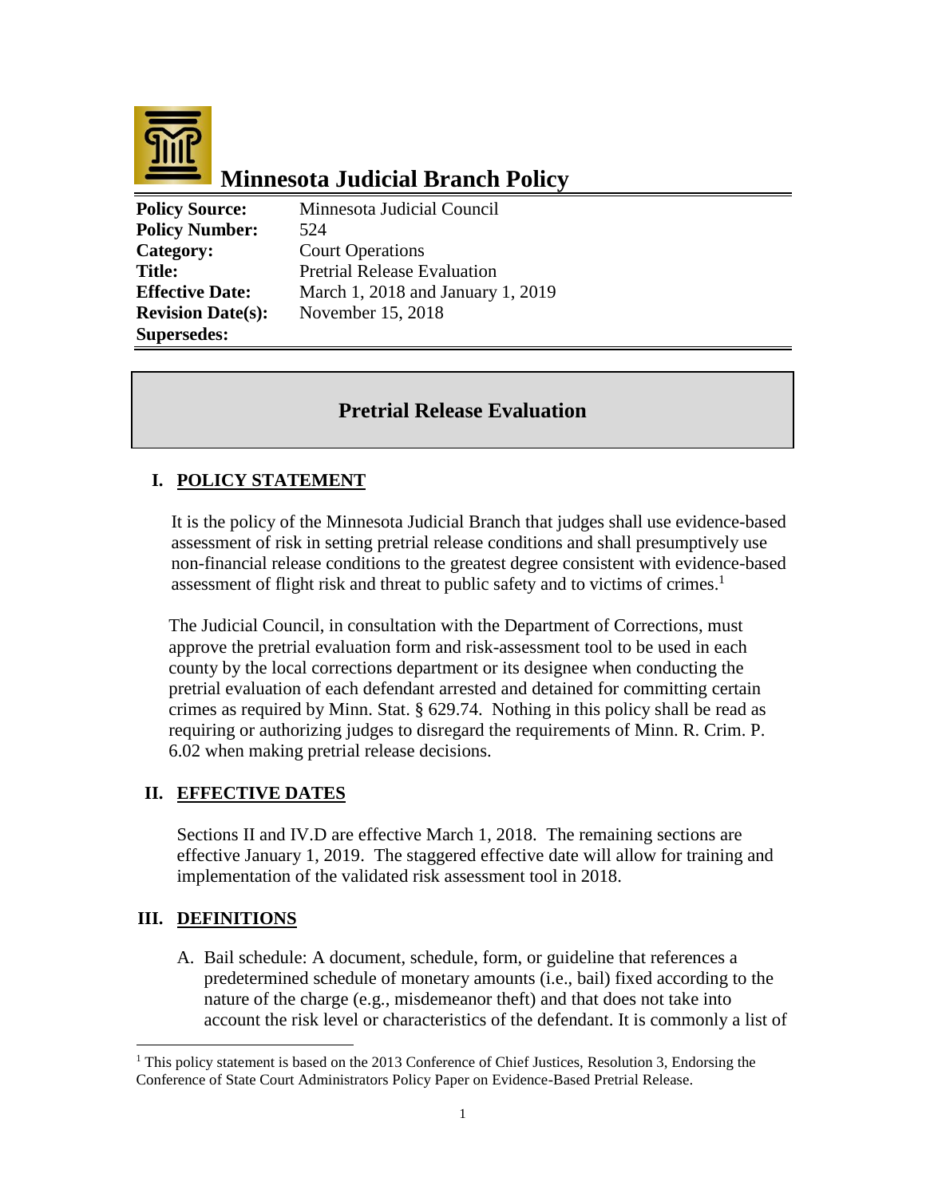# Minnesota Judicial Branch Policy

| | |
|---|---|
| **Policy Source:** | Minnesota Judicial Council |
| **Policy Number:** | 524 |
| **Category:** | Court Operations |
| **Title:** | Pretrial Release Evaluation |
| **Effective Date:** | March 1, 2018 and January 1, 2019 |
| **Revision Date(s):** | November 15, 2018 |
| **Supersedes:** | |

## Pretrial Release Evaluation

### I. POLICY STATEMENT

It is the policy of the Minnesota Judicial Branch that judges shall use evidence-based assessment of risk in setting pretrial release conditions and shall presumptively use non-financial release conditions to the greatest degree consistent with evidence-based assessment of flight risk and threat to public safety and to victims of crimes.[1]

The Judicial Council, in consultation with the Department of Corrections, must approve the pretrial evaluation form and risk-assessment tool to be used in each county by the local corrections department or its designee when conducting the pretrial evaluation of each defendant arrested and detained for committing certain crimes as required by Minn. Stat. § 629.74. Nothing in this policy shall be read as requiring or authorizing judges to disregard the requirements of Minn. R. Crim. P. 6.02 when making pretrial release decisions.

### II. EFFECTIVE DATES

Sections II and IV.D are effective March 1, 2018. The remaining sections are effective January 1, 2019. The staggered effective date will allow for training and implementation of the validated risk assessment tool in 2018.

### III. DEFINITIONS

A. Bail schedule: A document, schedule, form, or guideline that references a predetermined schedule of monetary amounts (i.e., bail) fixed according to the nature of the charge (e.g., misdemeanor theft) and that does not take into account the risk level or characteristics of the defendant. It is commonly a list of

---

[1] This policy statement is based on the 2013 Conference of Chief Justices, Resolution 3, Endorsing the Conference of State Court Administrators Policy Paper on Evidence-Based Pretrial Release.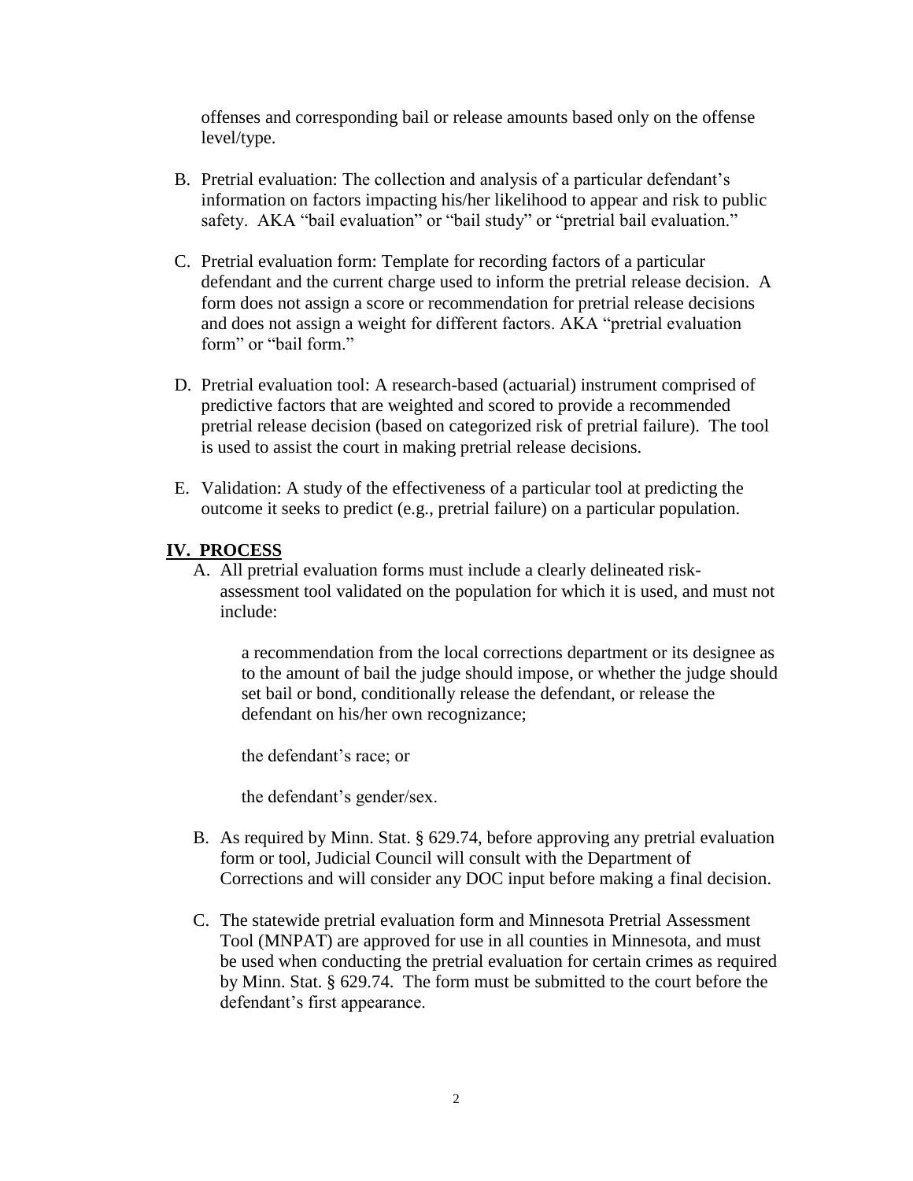offenses and corresponding bail or release amounts based only on the offense level/type.

B. Pretrial evaluation: The collection and analysis of a particular defendant's information on factors impacting his/her likelihood to appear and risk to public safety. AKA "bail evaluation" or "bail study" or "pretrial bail evaluation."

C. Pretrial evaluation form: Template for recording factors of a particular defendant and the current charge used to inform the pretrial release decision. A form does not assign a score or recommendation for pretrial release decisions and does not assign a weight for different factors. AKA "pretrial evaluation form" or "bail form."

D. Pretrial evaluation tool: A research-based (actuarial) instrument comprised of predictive factors that are weighted and scored to provide a recommended pretrial release decision (based on categorized risk of pretrial failure). The tool is used to assist the court in making pretrial release decisions.

E. Validation: A study of the effectiveness of a particular tool at predicting the outcome it seeks to predict (e.g., pretrial failure) on a particular population.

## IV. PROCESS

A. All pretrial evaluation forms must include a clearly delineated risk-assessment tool validated on the population for which it is used, and must not include:

   a recommendation from the local corrections department or its designee as to the amount of bail the judge should impose, or whether the judge should set bail or bond, conditionally release the defendant, or release the defendant on his/her own recognizance;

   the defendant's race; or

   the defendant's gender/sex.

B. As required by Minn. Stat. § 629.74, before approving any pretrial evaluation form or tool, Judicial Council will consult with the Department of Corrections and will consider any DOC input before making a final decision.

C. The statewide pretrial evaluation form and Minnesota Pretrial Assessment Tool (MNPAT) are approved for use in all counties in Minnesota, and must be used when conducting the pretrial evaluation for certain crimes as required by Minn. Stat. § 629.74. The form must be submitted to the court before the defendant's first appearance.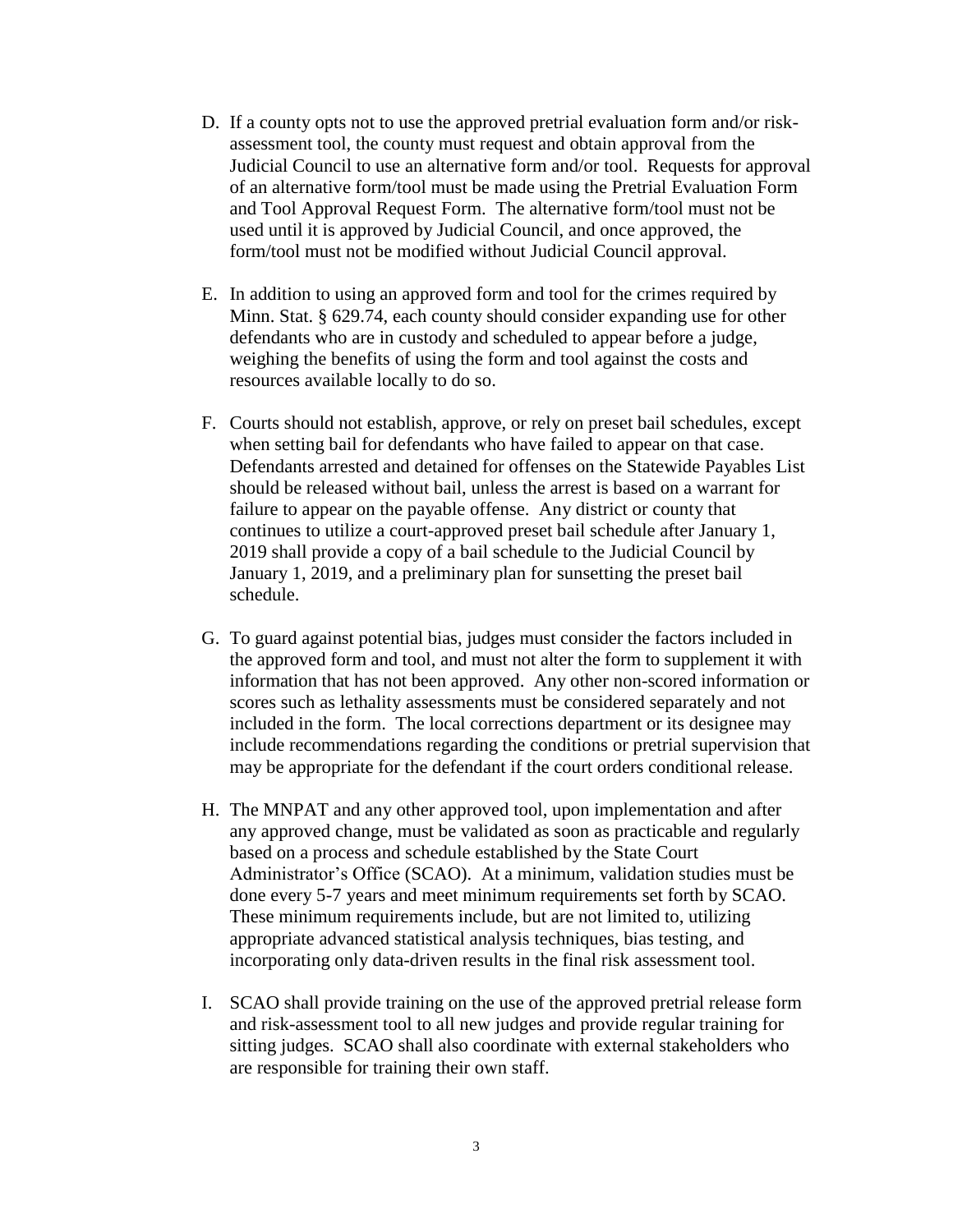D. If a county opts not to use the approved pretrial evaluation form and/or risk-assessment tool, the county must request and obtain approval from the Judicial Council to use an alternative form and/or tool. Requests for approval of an alternative form/tool must be made using the Pretrial Evaluation Form and Tool Approval Request Form. The alternative form/tool must not be used until it is approved by Judicial Council, and once approved, the form/tool must not be modified without Judicial Council approval.

E. In addition to using an approved form and tool for the crimes required by Minn. Stat. § 629.74, each county should consider expanding use for other defendants who are in custody and scheduled to appear before a judge, weighing the benefits of using the form and tool against the costs and resources available locally to do so.

F. Courts should not establish, approve, or rely on preset bail schedules, except when setting bail for defendants who have failed to appear on that case. Defendants arrested and detained for offenses on the Statewide Payables List should be released without bail, unless the arrest is based on a warrant for failure to appear on the payable offense. Any district or county that continues to utilize a court-approved preset bail schedule after January 1, 2019 shall provide a copy of a bail schedule to the Judicial Council by January 1, 2019, and a preliminary plan for sunsetting the preset bail schedule.

G. To guard against potential bias, judges must consider the factors included in the approved form and tool, and must not alter the form to supplement it with information that has not been approved. Any other non-scored information or scores such as lethality assessments must be considered separately and not included in the form. The local corrections department or its designee may include recommendations regarding the conditions or pretrial supervision that may be appropriate for the defendant if the court orders conditional release.

H. The MNPAT and any other approved tool, upon implementation and after any approved change, must be validated as soon as practicable and regularly based on a process and schedule established by the State Court Administrator's Office (SCAO). At a minimum, validation studies must be done every 5-7 years and meet minimum requirements set forth by SCAO. These minimum requirements include, but are not limited to, utilizing appropriate advanced statistical analysis techniques, bias testing, and incorporating only data-driven results in the final risk assessment tool.

I. SCAO shall provide training on the use of the approved pretrial release form and risk-assessment tool to all new judges and provide regular training for sitting judges. SCAO shall also coordinate with external stakeholders who are responsible for training their own staff.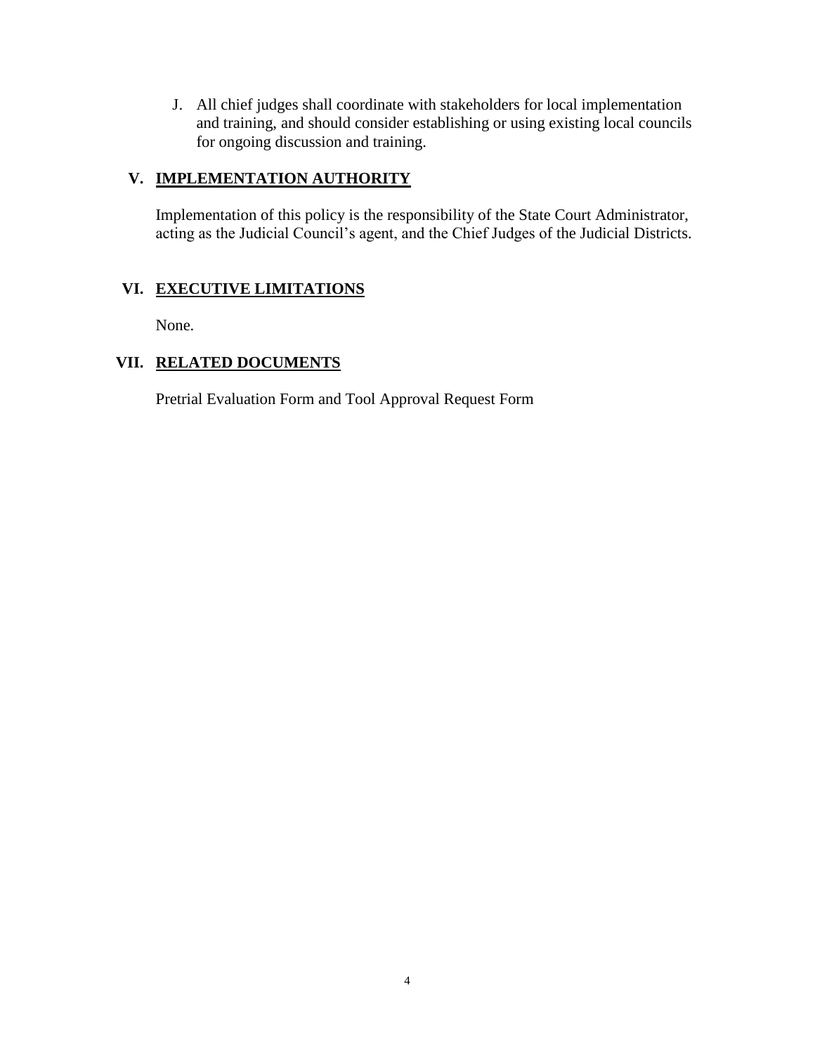J. All chief judges shall coordinate with stakeholders for local implementation and training, and should consider establishing or using existing local councils for ongoing discussion and training.

## V. IMPLEMENTATION AUTHORITY

Implementation of this policy is the responsibility of the State Court Administrator, acting as the Judicial Council's agent, and the Chief Judges of the Judicial Districts.

## VI. EXECUTIVE LIMITATIONS

None.

## VII. RELATED DOCUMENTS

Pretrial Evaluation Form and Tool Approval Request Form